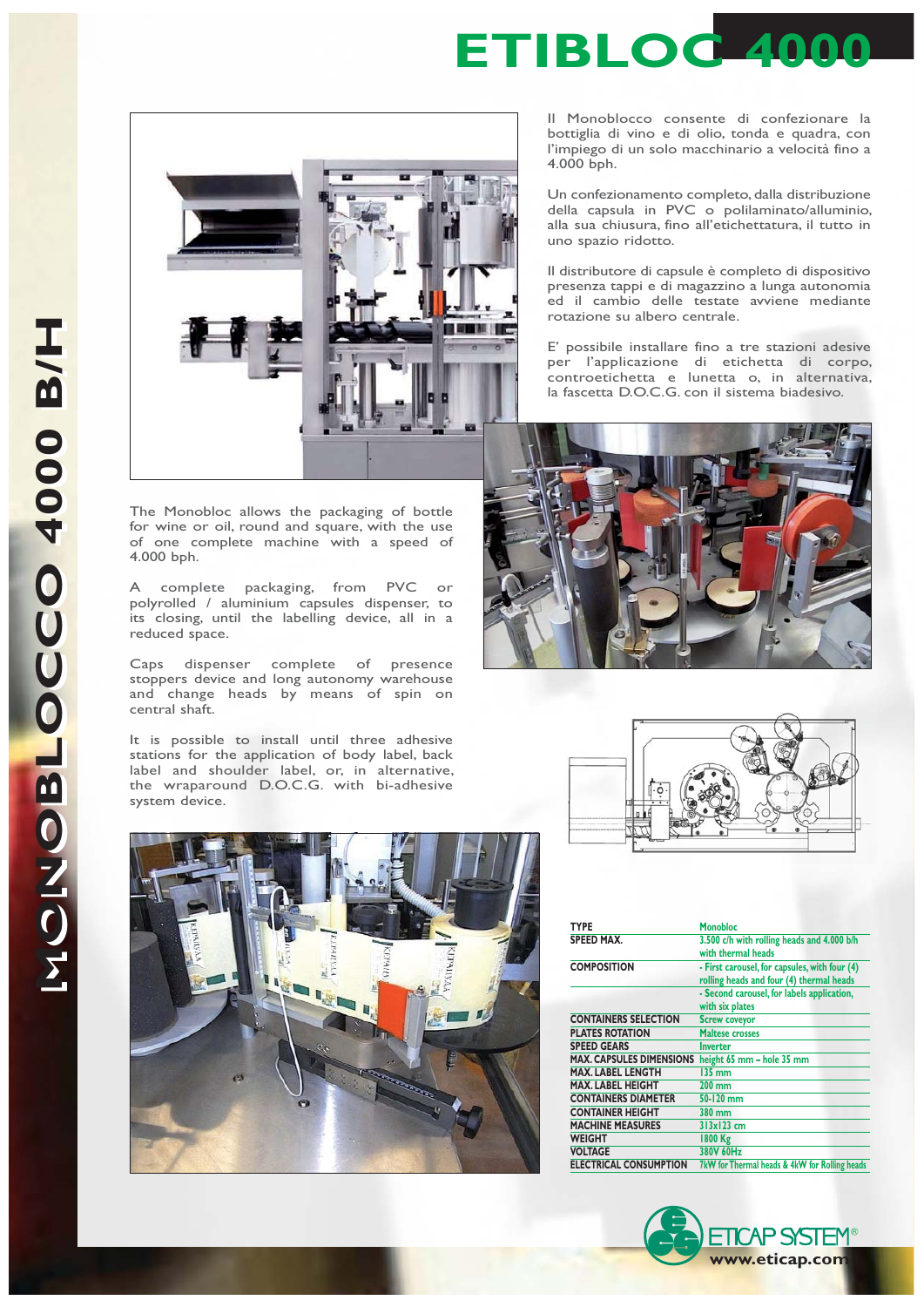# ETIBLOC 4000

## MONOBLOCCO 4000 B/H

Il Monoblocco consente di confezionare la bottiglia di vino e di olio, tonda e quadra, con l'impiego di un solo macchinario a velocità fino a 4.000 bph.

Un confezionamento completo, dalla distribuzione della capsula in PVC o polilaminato/alluminio, alla sua chiusura, fino all'etichettatura, il tutto in uno spazio ridotto.

Il distributore di capsule è completo di dispositivo presenza tappi e di magazzino a lunga autonomia ed il cambio delle testate avviene mediante rotazione su albero centrale.

E' possibile installare fino a tre stazioni adesive per l'applicazione di etichetta di corpo, controetichetta e lunetta o, in alternativa, la fascetta D.O.C.G. con il sistema biadesivo.

The Monobloc allows the packaging of bottle for wine or oil, round and square, with the use of one complete machine with a speed of 4.000 bph.

A complete packaging, from PVC or polyrolled / aluminium capsules dispenser, to its closing, until the labelling device, all in a reduced space.

Caps dispenser complete of presence stoppers device and long autonomy warehouse and change heads by means of spin on central shaft.

It is possible to install until three adhesive stations for the application of body label, back label and shoulder label, or, in alternative, the wraparound D.O.C.G. with bi-adhesive system device.

| | |
|---|---|
| **TYPE** | Monobloc |
| **SPEED MAX.** | 3.500 c/h with rolling heads and 4.000 b/h with thermal heads |
| **COMPOSITION** | - First carousel, for capsules, with four (4) rolling heads and four (4) thermal heads<br>- Second carousel, for labels application, with six plates |
| **CONTAINERS SELECTION** | Screw coveyor |
| **PLATES ROTATION** | Maltese crosses |
| **SPEED GEARS** | Inverter |
| **MAX. CAPSULES DIMENSIONS** | height 65 mm – hole 35 mm |
| **MAX. LABEL LENGTH** | 135 mm |
| **MAX. LABEL HEIGHT** | 200 mm |
| **CONTAINERS DIAMETER** | 50-120 mm |
| **CONTAINER HEIGHT** | 380 mm |
| **MACHINE MEASURES** | 313x123 cm |
| **WEIGHT** | 1800 Kg |
| **VOLTAGE** | 380V 60Hz |
| **ELECTRICAL CONSUMPTION** | 7kW for Thermal heads & 4kW for Rolling heads |

ETICAP SYSTEM®
www.eticap.com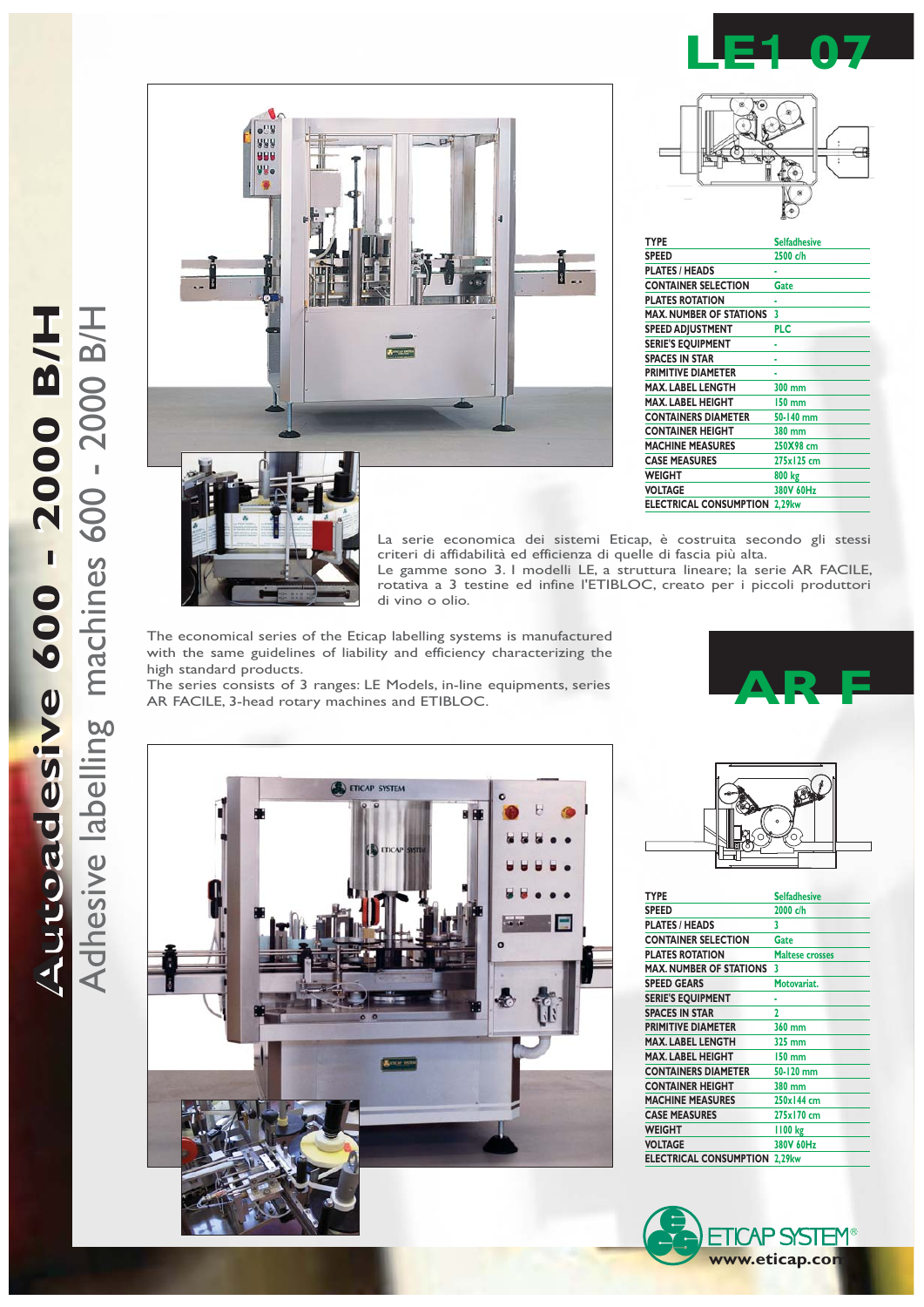# Autoadesive 600 - 2000 B/H

Adhesive labelling machines 600 - 2000 B/H

## LE1 07

| | |
|---|---|
| TYPE | Selfadhesive |
| SPEED | 2500 c/h |
| PLATES / HEADS | - |
| CONTAINER SELECTION | Gate |
| PLATES ROTATION | - |
| MAX. NUMBER OF STATIONS | 3 |
| SPEED ADJUSTMENT | PLC |
| SERIE'S EQUIPMENT | - |
| SPACES IN STAR | - |
| PRIMITIVE DIAMETER | - |
| MAX. LABEL LENGTH | 300 mm |
| MAX. LABEL HEIGHT | 150 mm |
| CONTAINERS DIAMETER | 50-140 mm |
| CONTAINER HEIGHT | 380 mm |
| MACHINE MEASURES | 250X98 cm |
| CASE MEASURES | 275x125 cm |
| WEIGHT | 800 kg |
| VOLTAGE | 380V 60Hz |
| ELECTRICAL CONSUMPTION | 2,29kw |

La serie economica dei sistemi Eticap, è costruita secondo gli stessi criteri di affidabilità ed efficienza di quelle di fascia più alta.
Le gamme sono 3. I modelli LE, a struttura lineare; la serie AR FACILE, rotativa a 3 testine ed infine l'ETIBLOC, creato per i piccoli produttori di vino o olio.

The economical series of the Eticap labelling systems is manufactured with the same guidelines of liability and efficiency characterizing the high standard products.
The series consists of 3 ranges: LE Models, in-line equipments, series AR FACILE, 3-head rotary machines and ETIBLOC.

## AR F

| | |
|---|---|
| TYPE | Selfadhesive |
| SPEED | 2000 c/h |
| PLATES / HEADS | 3 |
| CONTAINER SELECTION | Gate |
| PLATES ROTATION | Maltese crosses |
| MAX. NUMBER OF STATIONS | 3 |
| SPEED GEARS | Motovariat. |
| SERIE'S EQUIPMENT | - |
| SPACES IN STAR | 2 |
| PRIMITIVE DIAMETER | 360 mm |
| MAX. LABEL LENGTH | 325 mm |
| MAX. LABEL HEIGHT | 150 mm |
| CONTAINERS DIAMETER | 50-120 mm |
| CONTAINER HEIGHT | 380 mm |
| MACHINE MEASURES | 250x144 cm |
| CASE MEASURES | 275x170 cm |
| WEIGHT | 1100 kg |
| VOLTAGE | 380V 60Hz |
| ELECTRICAL CONSUMPTION | 2,29kw |

ETICAP SYSTEM®
www.eticap.com